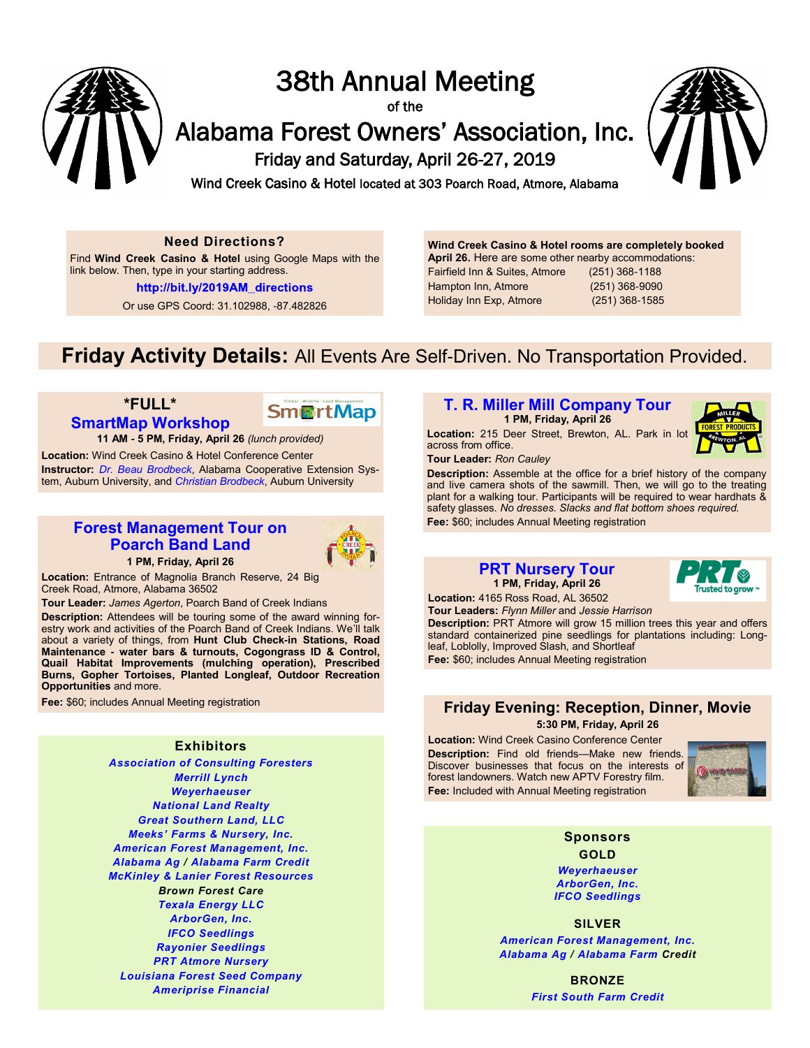# 38th Annual Meeting

of the

# Alabama Forest Owners' Association, Inc.

Friday and Saturday, April 26-27, 2019

Wind Creek Casino & Hotel located at 303 Poarch Road, Atmore, Alabama

### Need Directions?

Find **Wind Creek Casino & Hotel** using Google Maps with the link below. Then, type in your starting address.

**http://bit.ly/2019AM_directions**

Or use GPS Coord: 31.102988, -87.482826

**Wind Creek Casino & Hotel rooms are completely booked April 26.** Here are some other nearby accommodations:

| | |
|---|---|
| Fairfield Inn & Suites, Atmore | (251) 368-1188 |
| Hampton Inn, Atmore | (251) 368-9090 |
| Holiday Inn Exp, Atmore | (251) 368-1585 |

## Friday Activity Details: All Events Are Self-Driven. No Transportation Provided.

### *FULL* SmartMap Workshop

**11 AM - 5 PM, Friday, April 26** *(lunch provided)*

**Location:** Wind Creek Casino & Hotel Conference Center

**Instructor:** *Dr. Beau Brodbeck*, Alabama Cooperative Extension System, Auburn University, and *Christian Brodbeck*, Auburn University

### Forest Management Tour on Poarch Band Land

**1 PM, Friday, April 26**

**Location:** Entrance of Magnolia Branch Reserve, 24 Big Creek Road, Atmore, Alabama 36502

**Tour Leader:** *James Agerton*, Poarch Band of Creek Indians

**Description:** Attendees will be touring some of the award winning forestry work and activities of the Poarch Band of Creek Indians. We'll talk about a variety of things, from **Hunt Club Check-in Stations, Road Maintenance - water bars & turnouts, Cogongrass ID & Control, Quail Habitat Improvements (mulching operation), Prescribed Burns, Gopher Tortoises, Planted Longleaf, Outdoor Recreation Opportunities** and more.

**Fee:** $60; includes Annual Meeting registration

### T. R. Miller Mill Company Tour

**1 PM, Friday, April 26**

**Location:** 215 Deer Street, Brewton, AL. Park in lot across from office.

**Tour Leader:** *Ron Cauley*

**Description:** Assemble at the office for a brief history of the company and live camera shots of the sawmill. Then, we will go to the treating plant for a walking tour. Participants will be required to wear hardhats & safety glasses. *No dresses. Slacks and flat bottom shoes required.*

**Fee:** $60; includes Annual Meeting registration

### PRT Nursery Tour

**1 PM, Friday, April 26**

**Location:** 4165 Ross Road, AL 36502

**Tour Leaders:** *Flynn Miller* and *Jessie Harrison*

**Description:** PRT Atmore will grow 15 million trees this year and offers standard containerized pine seedlings for plantations including: Longleaf, Loblolly, Improved Slash, and Shortleaf

**Fee:** $60; includes Annual Meeting registration

### Friday Evening: Reception, Dinner, Movie

**5:30 PM, Friday, April 26**

**Location:** Wind Creek Casino Conference Center

**Description:** Find old friends—Make new friends. Discover businesses that focus on the interests of forest landowners. Watch new APTV Forestry film.

**Fee:** Included with Annual Meeting registration

### Exhibitors

*Association of Consulting Foresters*
*Merrill Lynch*
*Weyerhaeuser*
*National Land Realty*
*Great Southern Land, LLC*
*Meeks' Farms & Nursery, Inc.*
*American Forest Management, Inc.*
*Alabama Ag / Alabama Farm Credit*
*McKinley & Lanier Forest Resources*
*Brown Forest Care*
*Texala Energy LLC*
*ArborGen, Inc.*
*IFCO Seedlings*
*Rayonier Seedlings*
*PRT Atmore Nursery*
*Louisiana Forest Seed Company*
*Ameriprise Financial*

### Sponsors

**GOLD**

*Weyerhaeuser*
*ArborGen, Inc.*
*IFCO Seedlings*

**SILVER**

*American Forest Management, Inc.*
*Alabama Ag / Alabama Farm Credit*

**BRONZE**

*First South Farm Credit*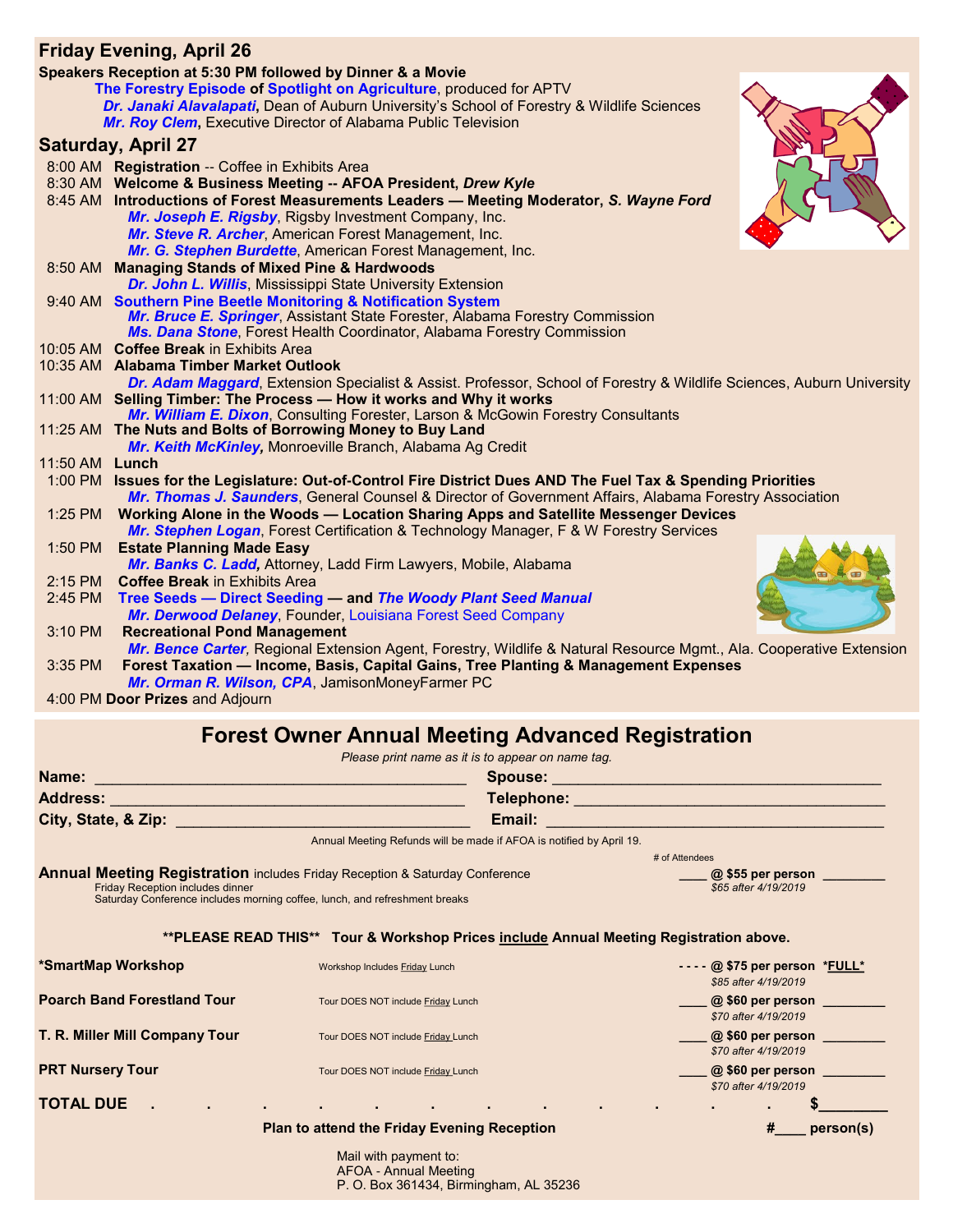## Friday Evening, April 26

**Speakers Reception at 5:30 PM followed by Dinner & a Movie**

**The Forestry Episode of Spotlight on Agriculture**, produced for APTV

***Dr. Janaki Alavalapati***, Dean of Auburn University's School of Forestry & Wildlife Sciences

***Mr. Roy Clem***, Executive Director of Alabama Public Television

## Saturday, April 27

8:00 AM **Registration** -- Coffee in Exhibits Area

8:30 AM **Welcome & Business Meeting -- AFOA President, *Drew Kyle***

8:45 AM **Introductions of Forest Measurements Leaders — Meeting Moderator, *S. Wayne Ford***

***Mr. Joseph E. Rigsby***, Rigsby Investment Company, Inc.

***Mr. Steve R. Archer***, American Forest Management, Inc.

***Mr. G. Stephen Burdette***, American Forest Management, Inc.

8:50 AM **Managing Stands of Mixed Pine & Hardwoods**

***Dr. John L. Willis***, Mississippi State University Extension

9:40 AM **Southern Pine Beetle Monitoring & Notification System**

***Mr. Bruce E. Springer***, Assistant State Forester, Alabama Forestry Commission

***Ms. Dana Stone***, Forest Health Coordinator, Alabama Forestry Commission

10:05 AM **Coffee Break** in Exhibits Area

10:35 AM **Alabama Timber Market Outlook**

***Dr. Adam Maggard***, Extension Specialist & Assist. Professor, School of Forestry & Wildlife Sciences, Auburn University

11:00 AM **Selling Timber: The Process — How it works and Why it works**

***Mr. William E. Dixon***, Consulting Forester, Larson & McGowin Forestry Consultants

11:25 AM **The Nuts and Bolts of Borrowing Money to Buy Land**

***Mr. Keith McKinley,*** Monroeville Branch, Alabama Ag Credit

11:50 AM **Lunch**

1:00 PM **Issues for the Legislature: Out-of-Control Fire District Dues AND The Fuel Tax & Spending Priorities**

***Mr. Thomas J. Saunders***, General Counsel & Director of Government Affairs, Alabama Forestry Association

1:25 PM **Working Alone in the Woods — Location Sharing Apps and Satellite Messenger Devices**

***Mr. Stephen Logan***, Forest Certification & Technology Manager, F & W Forestry Services

1:50 PM **Estate Planning Made Easy**

***Mr. Banks C. Ladd,*** Attorney, Ladd Firm Lawyers, Mobile, Alabama

2:15 PM **Coffee Break** in Exhibits Area

2:45 PM **Tree Seeds — Direct Seeding — and *The Woody Plant Seed Manual***

***Mr. Derwood Delaney***, Founder, Louisiana Forest Seed Company

3:10 PM **Recreational Pond Management**

***Mr. Bence Carter,*** Regional Extension Agent, Forestry, Wildlife & Natural Resource Mgmt., Ala. Cooperative Extension

3:35 PM **Forest Taxation — Income, Basis, Capital Gains, Tree Planting & Management Expenses**

***Mr. Orman R. Wilson, CPA***, JamisonMoneyFarmer PC

4:00 PM **Door Prizes** and Adjourn

## Forest Owner Annual Meeting Advanced Registration

*Please print name as it is to appear on name tag.*

**Name:** ______________________________ **Spouse:** ______________________________

**Address:** ______________________________ **Telephone:** ______________________________

**City, State, & Zip:** ______________________________ **Email:** ______________________________

Annual Meeting Refunds will be made if AFOA is notified by April 19.

**Annual Meeting Registration** includes Friday Reception & Saturday Conference — # of Attendees ____ **@ $55 per person** ________ (*$65 after 4/19/2019*)

Friday Reception includes dinner
Saturday Conference includes morning coffee, lunch, and refreshment breaks

**\*\*PLEASE READ THIS\*\* Tour & Workshop Prices include Annual Meeting Registration above.**

| | | | |
|---|---|---|---|
| **\*SmartMap Workshop** | Workshop Includes Friday Lunch | - - - - **@ $75 per person** *$85 after 4/19/2019* | ***FULL*** |
| **Poarch Band Forestland Tour** | Tour DOES NOT include Friday Lunch | ____ **@ $60 per person** *$70 after 4/19/2019* | ________ |
| **T. R. Miller Mill Company Tour** | Tour DOES NOT include Friday Lunch | ____ **@ $60 per person** *$70 after 4/19/2019* | ________ |
| **PRT Nursery Tour** | Tour DOES NOT include Friday Lunch | ____ **@ $60 per person** *$70 after 4/19/2019* | ________ |

**TOTAL DUE** . . . . . . . . . . . . **$**________

**Plan to attend the Friday Evening Reception** **#____ person(s)**

Mail with payment to:
AFOA - Annual Meeting
P. O. Box 361434, Birmingham, AL 35236